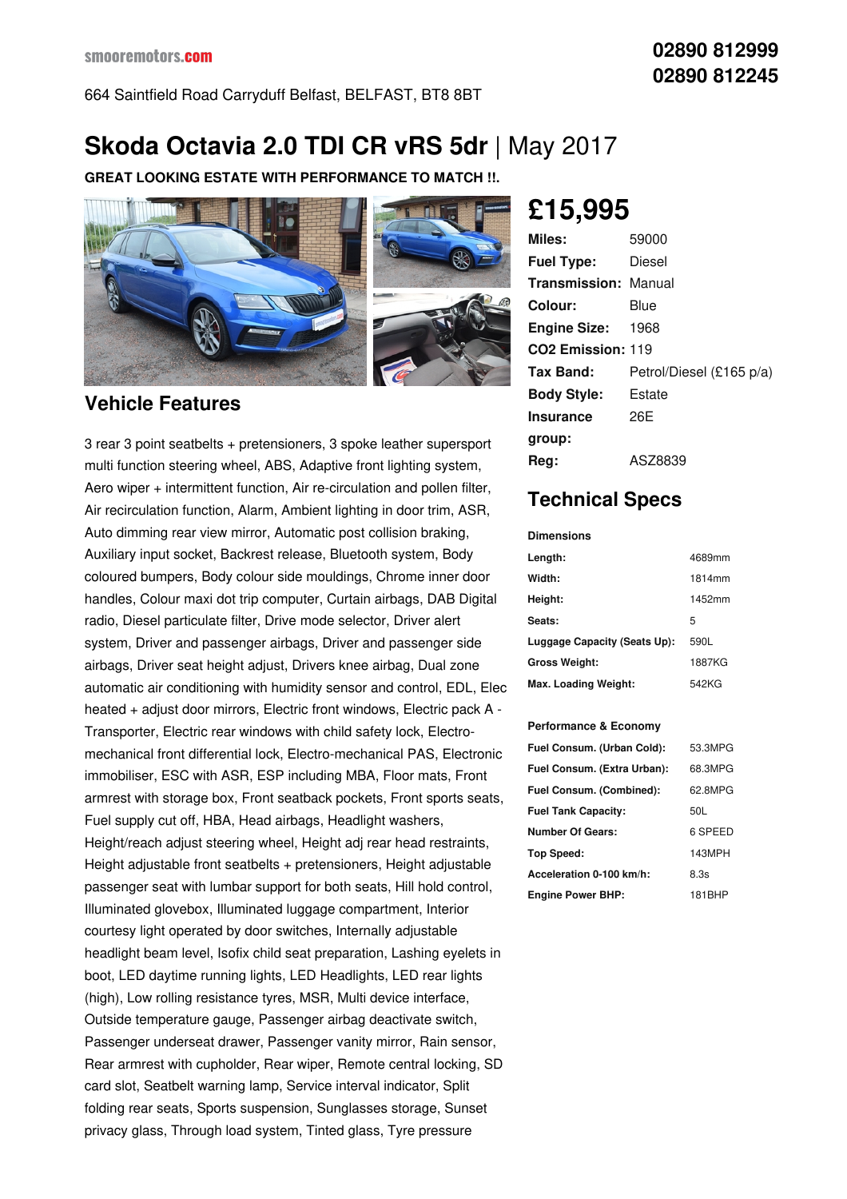smooremotors.com

**02890 812999**
**02890 812245**

664 Saintfield Road Carryduff Belfast, BELFAST, BT8 8BT

# Skoda Octavia 2.0 TDI CR vRS 5dr | May 2017

**GREAT LOOKING ESTATE WITH PERFORMANCE TO MATCH !!.**

## £15,995

| | |
|---|---|
| **Miles:** | 59000 |
| **Fuel Type:** | Diesel |
| **Transmission:** | Manual |
| **Colour:** | Blue |
| **Engine Size:** | 1968 |
| **CO2 Emission:** | 119 |
| **Tax Band:** | Petrol/Diesel (£165 p/a) |
| **Body Style:** | Estate |
| **Insurance group:** | 26E |
| **Reg:** | ASZ8839 |

## Technical Specs

**Dimensions**

| | |
|---|---|
| **Length:** | 4689mm |
| **Width:** | 1814mm |
| **Height:** | 1452mm |
| **Seats:** | 5 |
| **Luggage Capacity (Seats Up):** | 590L |
| **Gross Weight:** | 1887KG |
| **Max. Loading Weight:** | 542KG |

**Performance & Economy**

| | |
|---|---|
| **Fuel Consum. (Urban Cold):** | 53.3MPG |
| **Fuel Consum. (Extra Urban):** | 68.3MPG |
| **Fuel Consum. (Combined):** | 62.8MPG |
| **Fuel Tank Capacity:** | 50L |
| **Number Of Gears:** | 6 SPEED |
| **Top Speed:** | 143MPH |
| **Acceleration 0-100 km/h:** | 8.3s |
| **Engine Power BHP:** | 181BHP |

## Vehicle Features

3 rear 3 point seatbelts + pretensioners, 3 spoke leather supersport multi function steering wheel, ABS, Adaptive front lighting system, Aero wiper + intermittent function, Air re-circulation and pollen filter, Air recirculation function, Alarm, Ambient lighting in door trim, ASR, Auto dimming rear view mirror, Automatic post collision braking, Auxiliary input socket, Backrest release, Bluetooth system, Body coloured bumpers, Body colour side mouldings, Chrome inner door handles, Colour maxi dot trip computer, Curtain airbags, DAB Digital radio, Diesel particulate filter, Drive mode selector, Driver alert system, Driver and passenger airbags, Driver and passenger side airbags, Driver seat height adjust, Drivers knee airbag, Dual zone automatic air conditioning with humidity sensor and control, EDL, Elec heated + adjust door mirrors, Electric front windows, Electric pack A - Transporter, Electric rear windows with child safety lock, Electro-mechanical front differential lock, Electro-mechanical PAS, Electronic immobiliser, ESC with ASR, ESP including MBA, Floor mats, Front armrest with storage box, Front seatback pockets, Front sports seats, Fuel supply cut off, HBA, Head airbags, Headlight washers, Height/reach adjust steering wheel, Height adj rear head restraints, Height adjustable front seatbelts + pretensioners, Height adjustable passenger seat with lumbar support for both seats, Hill hold control, Illuminated glovebox, Illuminated luggage compartment, Interior courtesy light operated by door switches, Internally adjustable headlight beam level, Isofix child seat preparation, Lashing eyelets in boot, LED daytime running lights, LED Headlights, LED rear lights (high), Low rolling resistance tyres, MSR, Multi device interface, Outside temperature gauge, Passenger airbag deactivate switch, Passenger underseat drawer, Passenger vanity mirror, Rain sensor, Rear armrest with cupholder, Rear wiper, Remote central locking, SD card slot, Seatbelt warning lamp, Service interval indicator, Split folding rear seats, Sports suspension, Sunglasses storage, Sunset privacy glass, Through load system, Tinted glass, Tyre pressure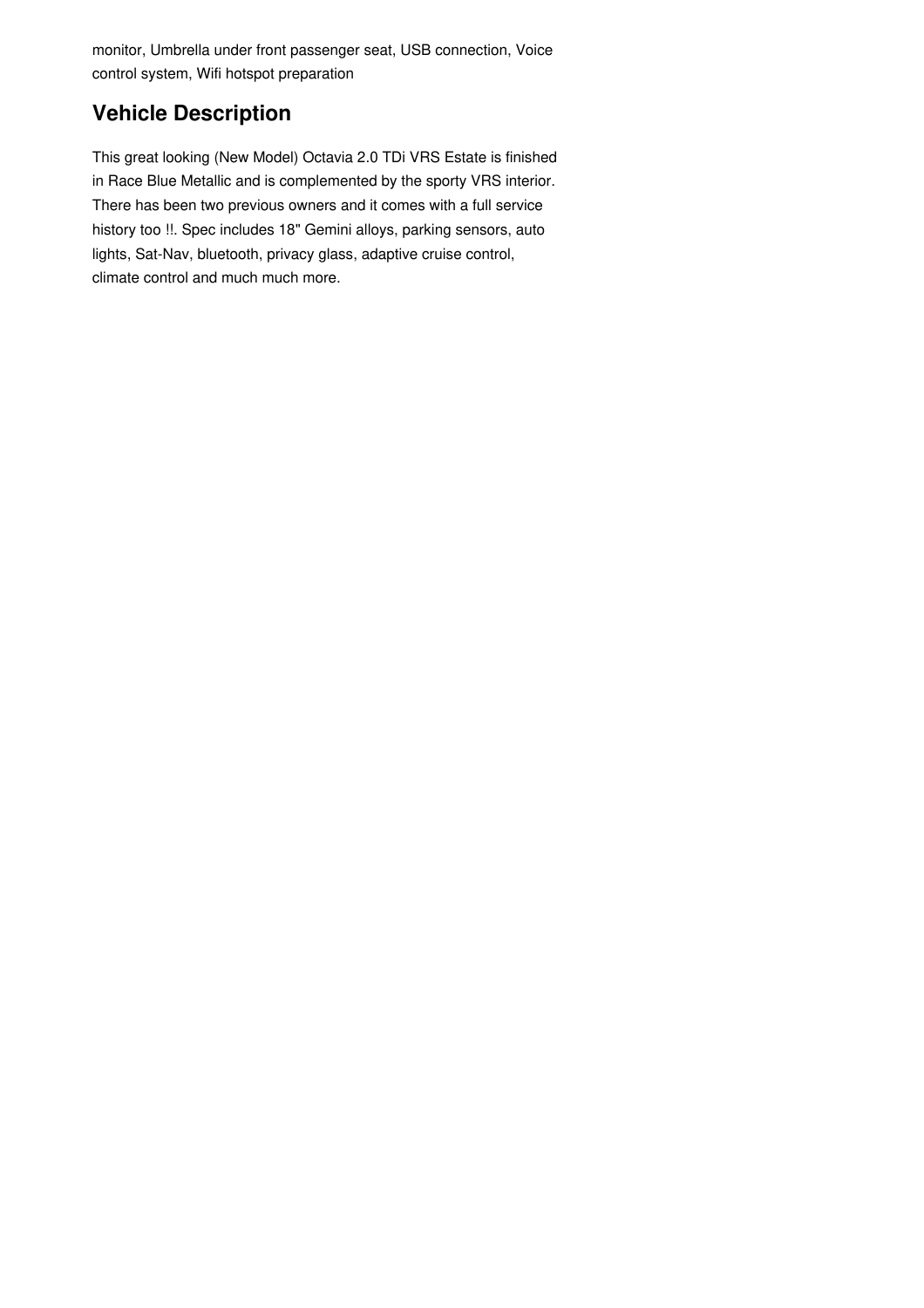monitor, Umbrella under front passenger seat, USB connection, Voice control system, Wifi hotspot preparation

## Vehicle Description

This great looking (New Model) Octavia 2.0 TDi VRS Estate is finished in Race Blue Metallic and is complemented by the sporty VRS interior. There has been two previous owners and it comes with a full service history too !!. Spec includes 18" Gemini alloys, parking sensors, auto lights, Sat-Nav, bluetooth, privacy glass, adaptive cruise control, climate control and much much more.